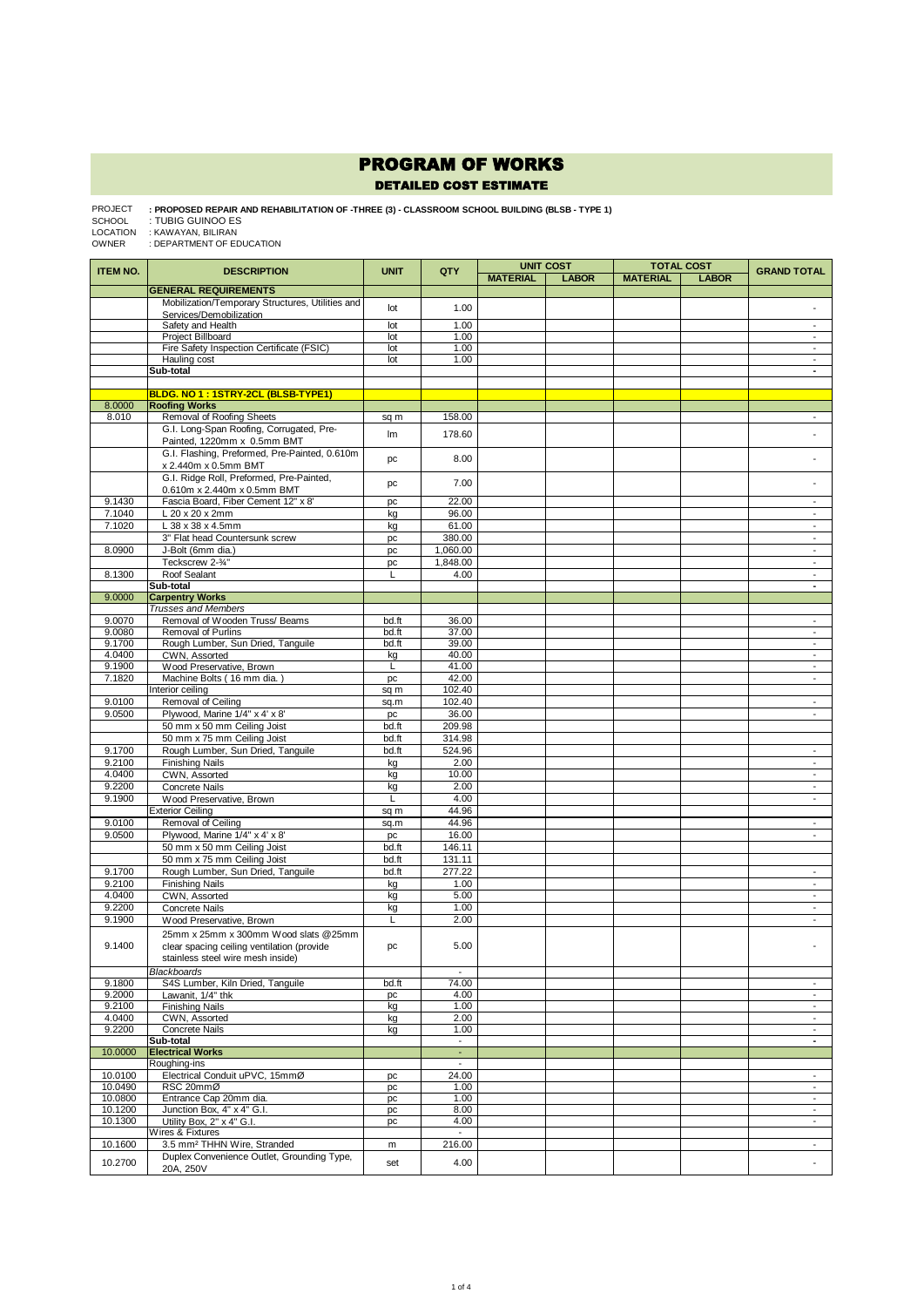# PROGRAM OF WORKS

## DETAILED COST ESTIMATE

PROJECT : **PROPOSED REPAIR AND REHABILITATION OF -THREE (3) - CLASSROOM SCHOOL BUILDING (BLSB - TYPE 1)**
SCHOOL : TUBIG GUINOO ES
LOCATION : KAWAYAN, BILIRAN
OWNER : DEPARTMENT OF EDUCATION

| ITEM NO. | DESCRIPTION | UNIT | QTY | UNIT COST | | TOTAL COST | | GRAND TOTAL |
|---|---|---|---|---|---|---|---|---|
| | | | | MATERIAL | LABOR | MATERIAL | LABOR | |
| | **GENERAL REQUIREMENTS** | | | | | | | |
| | Mobilization/Temporary Structures, Utilities and Services/Demobilization | lot | 1.00 | | | | | - |
| | Safety and Health | lot | 1.00 | | | | | - |
| | Project Billboard | lot | 1.00 | | | | | - |
| | Fire Safety Inspection Certificate (FSIC) | lot | 1.00 | | | | | - |
| | Hauling cost | lot | 1.00 | | | | | - |
| | **Sub-total** | | | | | | | **-** |
| | | | | | | | | |
| | **BLDG. NO 1 : 1STRY-2CL (BLSB-TYPE1)** | | | | | | | |
| 8.0000 | **Roofing Works** | | | | | | | |
| 8.010 | Removal of Roofing Sheets | sq m | 158.00 | | | | | - |
| | G.I. Long-Span Roofing, Corrugated, Pre-Painted, 1220mm x 0.5mm BMT | lm | 178.60 | | | | | - |
| | G.I. Flashing, Preformed, Pre-Painted, 0.610m x 2.440m x 0.5mm BMT | pc | 8.00 | | | | | - |
| | G.I. Ridge Roll, Preformed, Pre-Painted, 0.610m x 2.440m x 0.5mm BMT | pc | 7.00 | | | | | - |
| 9.1430 | Fascia Board, Fiber Cement 12" x 8' | pc | 22.00 | | | | | - |
| 7.1040 | L 20 x 20 x 2mm | kg | 96.00 | | | | | - |
| 7.1020 | L 38 x 38 x 4.5mm | kg | 61.00 | | | | | - |
| | 3" Flat head Countersunk screw | pc | 380.00 | | | | | - |
| 8.0900 | J-Bolt (6mm dia.) | pc | 1,060.00 | | | | | - |
| | Teckscrew 2-¾" | pc | 1,848.00 | | | | | - |
| 8.1300 | Roof Sealant | L | 4.00 | | | | | - |
| | **Sub-total** | | | | | | | **-** |
| 9.0000 | **Carpentry Works** | | | | | | | |
| | *Trusses and Members* | | | | | | | |
| 9.0070 | Removal of Wooden Truss/ Beams | bd.ft | 36.00 | | | | | - |
| 9.0080 | Removal of Purlins | bd.ft | 37.00 | | | | | - |
| 9.1700 | Rough Lumber, Sun Dried, Tanguile | bd.ft | 39.00 | | | | | - |
| 4.0400 | CWN, Assorted | kg | 40.00 | | | | | - |
| 9.1900 | Wood Preservative, Brown | L | 41.00 | | | | | - |
| 7.1820 | Machine Bolts ( 16 mm dia. ) | pc | 42.00 | | | | | - |
| | Interior ceiling | sq m | 102.40 | | | | | |
| 9.0100 | Removal of Ceiling | sq.m | 102.40 | | | | | - |
| 9.0500 | Plywood, Marine 1/4" x 4' x 8' | pc | 36.00 | | | | | - |
| | 50 mm x 50 mm Ceiling Joist | bd.ft | 209.98 | | | | | |
| | 50 mm x 75 mm Ceiling Joist | bd.ft | 314.98 | | | | | |
| 9.1700 | Rough Lumber, Sun Dried, Tanguile | bd.ft | 524.96 | | | | | - |
| 9.2100 | Finishing Nails | kg | 2.00 | | | | | - |
| 4.0400 | CWN, Assorted | kg | 10.00 | | | | | - |
| 9.2200 | Concrete Nails | kg | 2.00 | | | | | - |
| 9.1900 | Wood Preservative, Brown | L | 4.00 | | | | | - |
| | Exterior Ceiling | sq m | 44.96 | | | | | |
| 9.0100 | Removal of Ceiling | sq.m | 44.96 | | | | | - |
| 9.0500 | Plywood, Marine 1/4" x 4' x 8' | pc | 16.00 | | | | | - |
| | 50 mm x 50 mm Ceiling Joist | bd.ft | 146.11 | | | | | |
| | 50 mm x 75 mm Ceiling Joist | bd.ft | 131.11 | | | | | |
| 9.1700 | Rough Lumber, Sun Dried, Tanguile | bd.ft | 277.22 | | | | | - |
| 9.2100 | Finishing Nails | kg | 1.00 | | | | | - |
| 4.0400 | CWN, Assorted | kg | 5.00 | | | | | - |
| 9.2200 | Concrete Nails | kg | 1.00 | | | | | - |
| 9.1900 | Wood Preservative, Brown | L | 2.00 | | | | | - |
| 9.1400 | 25mm x 25mm x 300mm Wood slats @25mm clear spacing ceiling ventilation (provide stainless steel wire mesh inside) | pc | 5.00 | | | | | - |
| | *Blackboards* | | - | | | | | |
| 9.1800 | S4S Lumber, Kiln Dried, Tanguile | bd.ft | 74.00 | | | | | - |
| 9.2000 | Lawanit, 1/4" thk | pc | 4.00 | | | | | - |
| 9.2100 | Finishing Nails | kg | 1.00 | | | | | - |
| 4.0400 | CWN, Assorted | kg | 2.00 | | | | | - |
| 9.2200 | Concrete Nails | kg | 1.00 | | | | | - |
| | **Sub-total** | | - | | | | | **-** |
| 10.0000 | **Electrical Works** | | - | | | | | |
| | Roughing-ins | | - | | | | | |
| 10.0100 | Electrical Conduit uPVC, 15mmØ | pc | 24.00 | | | | | - |
| 10.0490 | RSC 20mmØ | pc | 1.00 | | | | | - |
| 10.0800 | Entrance Cap 20mm dia. | pc | 1.00 | | | | | - |
| 10.1200 | Junction Box, 4" x 4" G.I. | pc | 8.00 | | | | | - |
| 10.1300 | Utility Box, 2" x 4" G.I. | pc | 4.00 | | | | | - |
| | Wires & Fixtures | | - | | | | | |
| 10.1600 | 3.5 mm² THHN Wire, Stranded | m | 216.00 | | | | | - |
| 10.2700 | Duplex Convenience Outlet, Grounding Type, 20A, 250V | set | 4.00 | | | | | - |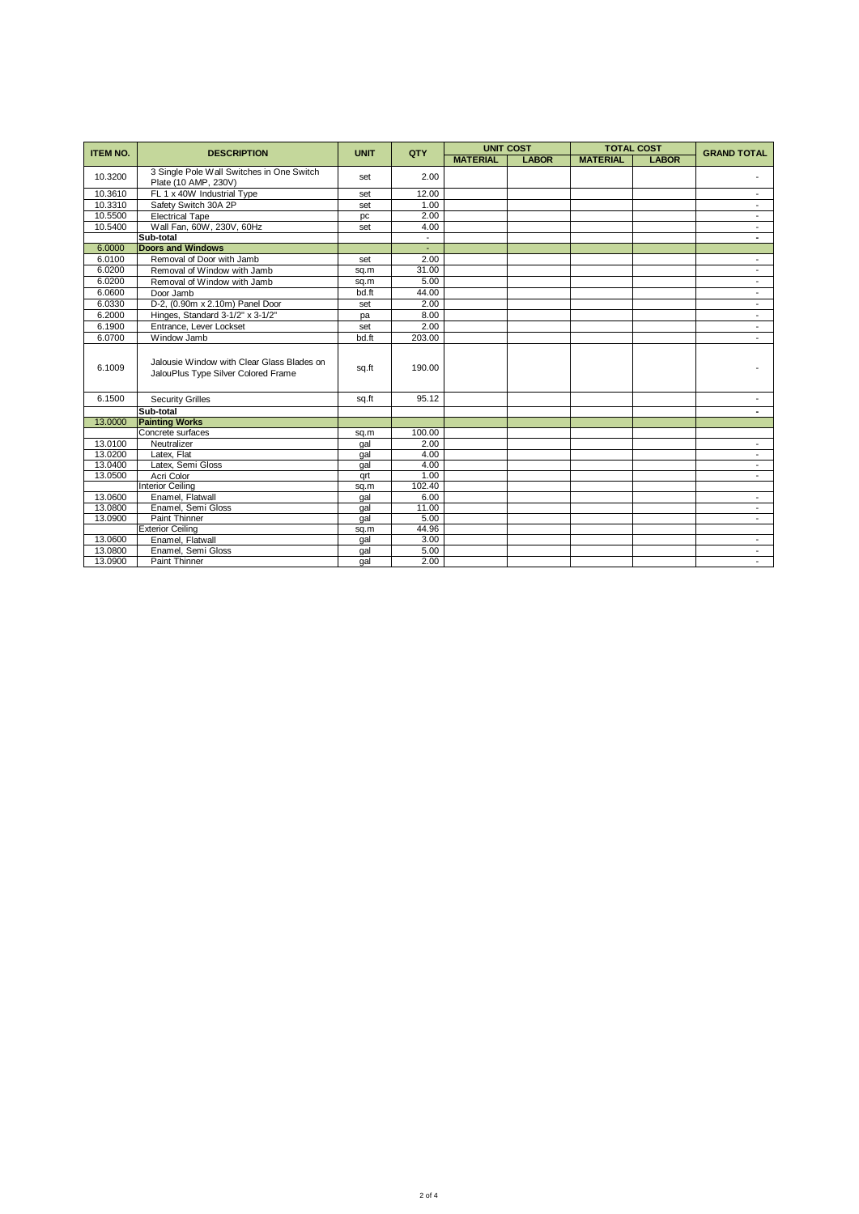| ITEM NO. | DESCRIPTION | UNIT | QTY | UNIT COST | | TOTAL COST | | GRAND TOTAL |
|---|---|---|---|---|---|---|---|---|
| | | | | MATERIAL | LABOR | MATERIAL | LABOR | |
| 10.3200 | 3 Single Pole Wall Switches in One Switch Plate (10 AMP, 230V) | set | 2.00 | | | | | - |
| 10.3610 | FL 1 x 40W Industrial Type | set | 12.00 | | | | | - |
| 10.3310 | Safety Switch 30A 2P | set | 1.00 | | | | | - |
| 10.5500 | Electrical Tape | pc | 2.00 | | | | | - |
| 10.5400 | Wall Fan, 60W, 230V, 60Hz | set | 4.00 | | | | | - |
| | **Sub-total** | | - | | | | | - |
| 6.0000 | **Doors and Windows** | | - | | | | | |
| 6.0100 | Removal of Door with Jamb | set | 2.00 | | | | | - |
| 6.0200 | Removal of Window with Jamb | sq.m | 31.00 | | | | | - |
| 6.0200 | Removal of Window with Jamb | sq.m | 5.00 | | | | | - |
| 6.0600 | Door Jamb | bd.ft | 44.00 | | | | | - |
| 6.0330 | D-2, (0.90m x 2.10m) Panel Door | set | 2.00 | | | | | - |
| 6.2000 | Hinges, Standard 3-1/2" x 3-1/2" | pa | 8.00 | | | | | - |
| 6.1900 | Entrance, Lever Lockset | set | 2.00 | | | | | - |
| 6.0700 | Window Jamb | bd.ft | 203.00 | | | | | - |
| 6.1009 | Jalousie Window with Clear Glass Blades on JalouPlus Type Silver Colored Frame | sq.ft | 190.00 | | | | | - |
| 6.1500 | Security Grilles | sq.ft | 95.12 | | | | | - |
| | **Sub-total** | | | | | | | - |
| 13.0000 | **Painting Works** | | | | | | | |
| | Concrete surfaces | sq.m | 100.00 | | | | | |
| 13.0100 | Neutralizer | gal | 2.00 | | | | | - |
| 13.0200 | Latex, Flat | gal | 4.00 | | | | | - |
| 13.0400 | Latex, Semi Gloss | gal | 4.00 | | | | | - |
| 13.0500 | Acri Color | qrt | 1.00 | | | | | - |
| | Interior Ceiling | sq.m | 102.40 | | | | | |
| 13.0600 | Enamel, Flatwall | gal | 6.00 | | | | | - |
| 13.0800 | Enamel, Semi Gloss | gal | 11.00 | | | | | - |
| 13.0900 | Paint Thinner | gal | 5.00 | | | | | - |
| | Exterior Ceiling | sq.m | 44.96 | | | | | |
| 13.0600 | Enamel, Flatwall | gal | 3.00 | | | | | - |
| 13.0800 | Enamel, Semi Gloss | gal | 5.00 | | | | | - |
| 13.0900 | Paint Thinner | gal | 2.00 | | | | | - |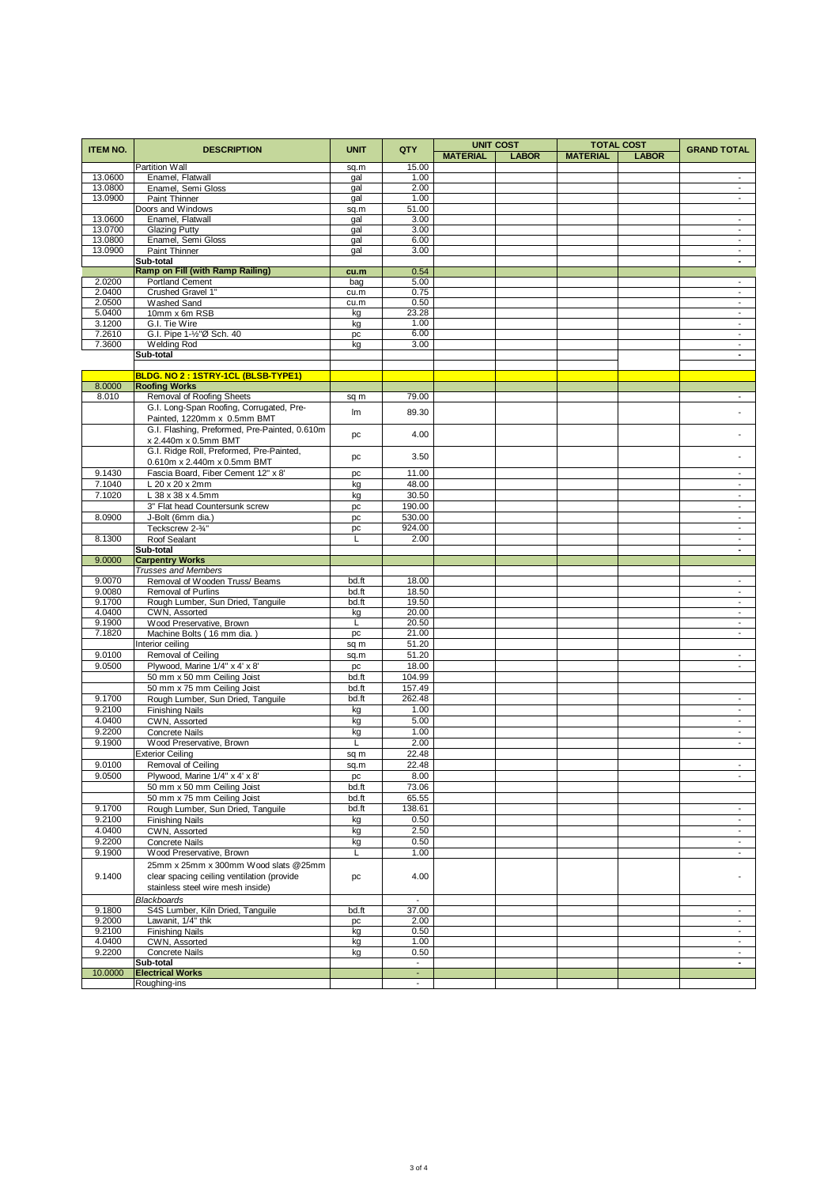<table>
<thead>
<tr><th>ITEM NO.</th><th>DESCRIPTION</th><th>UNIT</th><th>QTY</th><th>UNIT COST</th><th></th><th>TOTAL COST</th><th></th><th>GRAND TOTAL</th></tr>
<tr><th></th><th></th><th></th><th></th><th>MATERIAL</th><th>LABOR</th><th>MATERIAL</th><th>LABOR</th><th></th></tr>
</thead>
<tbody>
<tr><td></td><td>Partition Wall</td><td>sq.m</td><td>15.00</td><td></td><td></td><td></td><td></td><td></td></tr>
<tr><td>13.0600</td><td>Enamel, Flatwall</td><td>gal</td><td>1.00</td><td></td><td></td><td></td><td></td><td>-</td></tr>
<tr><td>13.0800</td><td>Enamel, Semi Gloss</td><td>gal</td><td>2.00</td><td></td><td></td><td></td><td></td><td>-</td></tr>
<tr><td>13.0900</td><td>Paint Thinner</td><td>gal</td><td>1.00</td><td></td><td></td><td></td><td></td><td>-</td></tr>
<tr><td></td><td>Doors and Windows</td><td>sq.m</td><td>51.00</td><td></td><td></td><td></td><td></td><td></td></tr>
<tr><td>13.0600</td><td>Enamel, Flatwall</td><td>gal</td><td>3.00</td><td></td><td></td><td></td><td></td><td>-</td></tr>
<tr><td>13.0700</td><td>Glazing Putty</td><td>gal</td><td>3.00</td><td></td><td></td><td></td><td></td><td>-</td></tr>
<tr><td>13.0800</td><td>Enamel, Semi Gloss</td><td>gal</td><td>6.00</td><td></td><td></td><td></td><td></td><td>-</td></tr>
<tr><td>13.0900</td><td>Paint Thinner</td><td>gal</td><td>3.00</td><td></td><td></td><td></td><td></td><td>-</td></tr>
<tr><td></td><td><strong>Sub-total</strong></td><td></td><td></td><td></td><td></td><td></td><td></td><td>-</td></tr>
<tr><td></td><td><strong>Ramp on Fill (with Ramp Railing)</strong></td><td><strong>cu.m</strong></td><td><strong>0.54</strong></td><td></td><td></td><td></td><td></td><td></td></tr>
<tr><td>2.0200</td><td>Portland Cement</td><td>bag</td><td>5.00</td><td></td><td></td><td></td><td></td><td>-</td></tr>
<tr><td>2.0400</td><td>Crushed Gravel 1"</td><td>cu.m</td><td>0.75</td><td></td><td></td><td></td><td></td><td>-</td></tr>
<tr><td>2.0500</td><td>Washed Sand</td><td>cu.m</td><td>0.50</td><td></td><td></td><td></td><td></td><td>-</td></tr>
<tr><td>5.0400</td><td>10mm x 6m RSB</td><td>kg</td><td>23.28</td><td></td><td></td><td></td><td></td><td>-</td></tr>
<tr><td>3.1200</td><td>G.I. Tie Wire</td><td>kg</td><td>1.00</td><td></td><td></td><td></td><td></td><td>-</td></tr>
<tr><td>7.2610</td><td>G.I. Pipe 1-½"Ø Sch. 40</td><td>pc</td><td>6.00</td><td></td><td></td><td></td><td></td><td>-</td></tr>
<tr><td>7.3600</td><td>Welding Rod</td><td>kg</td><td>3.00</td><td></td><td></td><td></td><td></td><td>-</td></tr>
<tr><td></td><td><strong>Sub-total</strong></td><td></td><td></td><td></td><td></td><td></td><td></td><td>-</td></tr>
<tr><td></td><td></td><td></td><td></td><td></td><td></td><td></td><td></td><td></td></tr>
<tr><td></td><td><strong>BLDG. NO 2 : 1STRY-1CL (BLSB-TYPE1)</strong></td><td></td><td></td><td></td><td></td><td></td><td></td><td></td></tr>
<tr><td>8.0000</td><td><strong>Roofing Works</strong></td><td></td><td></td><td></td><td></td><td></td><td></td><td></td></tr>
<tr><td>8.010</td><td>Removal of Roofing Sheets</td><td>sq m</td><td>79.00</td><td></td><td></td><td></td><td></td><td>-</td></tr>
<tr><td></td><td>G.I. Long-Span Roofing, Corrugated, Pre-Painted, 1220mm x 0.5mm BMT</td><td>lm</td><td>89.30</td><td></td><td></td><td></td><td></td><td>-</td></tr>
<tr><td></td><td>G.I. Flashing, Preformed, Pre-Painted, 0.610m x 2.440m x 0.5mm BMT</td><td>pc</td><td>4.00</td><td></td><td></td><td></td><td></td><td>-</td></tr>
<tr><td></td><td>G.I. Ridge Roll, Preformed, Pre-Painted, 0.610m x 2.440m x 0.5mm BMT</td><td>pc</td><td>3.50</td><td></td><td></td><td></td><td></td><td>-</td></tr>
<tr><td>9.1430</td><td>Fascia Board, Fiber Cement 12" x 8'</td><td>pc</td><td>11.00</td><td></td><td></td><td></td><td></td><td>-</td></tr>
<tr><td>7.1040</td><td>L 20 x 20 x 2mm</td><td>kg</td><td>48.00</td><td></td><td></td><td></td><td></td><td>-</td></tr>
<tr><td>7.1020</td><td>L 38 x 38 x 4.5mm</td><td>kg</td><td>30.50</td><td></td><td></td><td></td><td></td><td>-</td></tr>
<tr><td></td><td>3" Flat head Countersunk screw</td><td>pc</td><td>190.00</td><td></td><td></td><td></td><td></td><td>-</td></tr>
<tr><td>8.0900</td><td>J-Bolt (6mm dia.)</td><td>pc</td><td>530.00</td><td></td><td></td><td></td><td></td><td>-</td></tr>
<tr><td></td><td>Teckscrew 2-¾"</td><td>pc</td><td>924.00</td><td></td><td></td><td></td><td></td><td>-</td></tr>
<tr><td>8.1300</td><td>Roof Sealant</td><td>L</td><td>2.00</td><td></td><td></td><td></td><td></td><td>-</td></tr>
<tr><td></td><td><strong>Sub-total</strong></td><td></td><td></td><td></td><td></td><td></td><td></td><td>-</td></tr>
<tr><td>9.0000</td><td><strong>Carpentry Works</strong></td><td></td><td></td><td></td><td></td><td></td><td></td><td></td></tr>
<tr><td></td><td><em>Trusses and Members</em></td><td></td><td></td><td></td><td></td><td></td><td></td><td></td></tr>
<tr><td>9.0070</td><td>Removal of Wooden Truss/ Beams</td><td>bd.ft</td><td>18.00</td><td></td><td></td><td></td><td></td><td>-</td></tr>
<tr><td>9.0080</td><td>Removal of Purlins</td><td>bd.ft</td><td>18.50</td><td></td><td></td><td></td><td></td><td>-</td></tr>
<tr><td>9.1700</td><td>Rough Lumber, Sun Dried, Tanguile</td><td>bd.ft</td><td>19.50</td><td></td><td></td><td></td><td></td><td>-</td></tr>
<tr><td>4.0400</td><td>CWN, Assorted</td><td>kg</td><td>20.00</td><td></td><td></td><td></td><td></td><td>-</td></tr>
<tr><td>9.1900</td><td>Wood Preservative, Brown</td><td>L</td><td>20.50</td><td></td><td></td><td></td><td></td><td>-</td></tr>
<tr><td>7.1820</td><td>Machine Bolts ( 16 mm dia. )</td><td>pc</td><td>21.00</td><td></td><td></td><td></td><td></td><td>-</td></tr>
<tr><td></td><td>Interior ceiling</td><td>sq m</td><td>51.20</td><td></td><td></td><td></td><td></td><td></td></tr>
<tr><td>9.0100</td><td>Removal of Ceiling</td><td>sq.m</td><td>51.20</td><td></td><td></td><td></td><td></td><td>-</td></tr>
<tr><td>9.0500</td><td>Plywood, Marine 1/4" x 4' x 8'</td><td>pc</td><td>18.00</td><td></td><td></td><td></td><td></td><td>-</td></tr>
<tr><td></td><td>50 mm x 50 mm Ceiling Joist</td><td>bd.ft</td><td>104.99</td><td></td><td></td><td></td><td></td><td></td></tr>
<tr><td></td><td>50 mm x 75 mm Ceiling Joist</td><td>bd.ft</td><td>157.49</td><td></td><td></td><td></td><td></td><td></td></tr>
<tr><td>9.1700</td><td>Rough Lumber, Sun Dried, Tanguile</td><td>bd.ft</td><td>262.48</td><td></td><td></td><td></td><td></td><td>-</td></tr>
<tr><td>9.2100</td><td>Finishing Nails</td><td>kg</td><td>1.00</td><td></td><td></td><td></td><td></td><td>-</td></tr>
<tr><td>4.0400</td><td>CWN, Assorted</td><td>kg</td><td>5.00</td><td></td><td></td><td></td><td></td><td>-</td></tr>
<tr><td>9.2200</td><td>Concrete Nails</td><td>kg</td><td>1.00</td><td></td><td></td><td></td><td></td><td>-</td></tr>
<tr><td>9.1900</td><td>Wood Preservative, Brown</td><td>L</td><td>2.00</td><td></td><td></td><td></td><td></td><td>-</td></tr>
<tr><td></td><td>Exterior Ceiling</td><td>sq m</td><td>22.48</td><td></td><td></td><td></td><td></td><td></td></tr>
<tr><td>9.0100</td><td>Removal of Ceiling</td><td>sq.m</td><td>22.48</td><td></td><td></td><td></td><td></td><td>-</td></tr>
<tr><td>9.0500</td><td>Plywood, Marine 1/4" x 4' x 8'</td><td>pc</td><td>8.00</td><td></td><td></td><td></td><td></td><td>-</td></tr>
<tr><td></td><td>50 mm x 50 mm Ceiling Joist</td><td>bd.ft</td><td>73.06</td><td></td><td></td><td></td><td></td><td></td></tr>
<tr><td></td><td>50 mm x 75 mm Ceiling Joist</td><td>bd.ft</td><td>65.55</td><td></td><td></td><td></td><td></td><td></td></tr>
<tr><td>9.1700</td><td>Rough Lumber, Sun Dried, Tanguile</td><td>bd.ft</td><td>138.61</td><td></td><td></td><td></td><td></td><td>-</td></tr>
<tr><td>9.2100</td><td>Finishing Nails</td><td>kg</td><td>0.50</td><td></td><td></td><td></td><td></td><td>-</td></tr>
<tr><td>4.0400</td><td>CWN, Assorted</td><td>kg</td><td>2.50</td><td></td><td></td><td></td><td></td><td>-</td></tr>
<tr><td>9.2200</td><td>Concrete Nails</td><td>kg</td><td>0.50</td><td></td><td></td><td></td><td></td><td>-</td></tr>
<tr><td>9.1900</td><td>Wood Preservative, Brown</td><td>L</td><td>1.00</td><td></td><td></td><td></td><td></td><td>-</td></tr>
<tr><td>9.1400</td><td>25mm x 25mm x 300mm Wood slats @25mm clear spacing ceiling ventilation (provide stainless steel wire mesh inside)</td><td>pc</td><td>4.00</td><td></td><td></td><td></td><td></td><td>-</td></tr>
<tr><td></td><td><em>Blackboards</em></td><td></td><td>-</td><td></td><td></td><td></td><td></td><td></td></tr>
<tr><td>9.1800</td><td>S4S Lumber, Kiln Dried, Tanguile</td><td>bd.ft</td><td>37.00</td><td></td><td></td><td></td><td></td><td>-</td></tr>
<tr><td>9.2000</td><td>Lawanit, 1/4" thk</td><td>pc</td><td>2.00</td><td></td><td></td><td></td><td></td><td>-</td></tr>
<tr><td>9.2100</td><td>Finishing Nails</td><td>kg</td><td>0.50</td><td></td><td></td><td></td><td></td><td>-</td></tr>
<tr><td>4.0400</td><td>CWN, Assorted</td><td>kg</td><td>1.00</td><td></td><td></td><td></td><td></td><td>-</td></tr>
<tr><td>9.2200</td><td>Concrete Nails</td><td>kg</td><td>0.50</td><td></td><td></td><td></td><td></td><td>-</td></tr>
<tr><td></td><td><strong>Sub-total</strong></td><td></td><td>-</td><td></td><td></td><td></td><td></td><td>-</td></tr>
<tr><td>10.0000</td><td><strong>Electrical Works</strong></td><td></td><td>-</td><td></td><td></td><td></td><td></td><td></td></tr>
<tr><td></td><td>Roughing-ins</td><td></td><td>-</td><td></td><td></td><td></td><td></td><td></td></tr>
</tbody>
</table>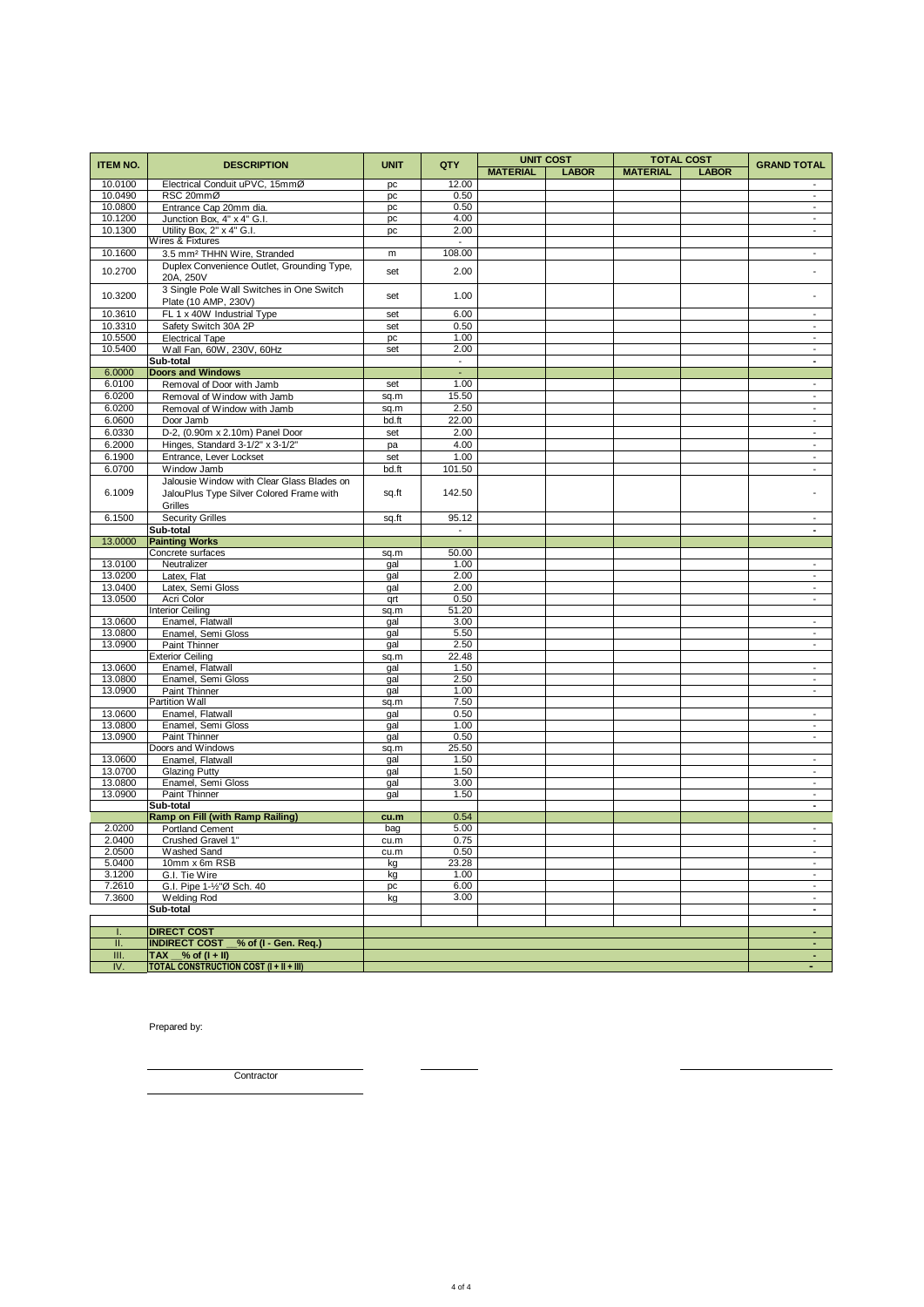| ITEM NO. | DESCRIPTION | UNIT | QTY | UNIT COST | | TOTAL COST | | GRAND TOTAL |
|---|---|---|---|---|---|---|---|---|
| | | | | MATERIAL | LABOR | MATERIAL | LABOR | |
| 10.0100 | Electrical Conduit uPVC, 15mmØ | pc | 12.00 | | | | | - |
| 10.0490 | RSC 20mmØ | pc | 0.50 | | | | | - |
| 10.0800 | Entrance Cap 20mm dia. | pc | 0.50 | | | | | - |
| 10.1200 | Junction Box, 4" x 4" G.I. | pc | 4.00 | | | | | - |
| 10.1300 | Utility Box, 2" x 4" G.I. | pc | 2.00 | | | | | - |
| | Wires & Fixtures | | - | | | | | |
| 10.1600 | 3.5 mm² THHN Wire, Stranded | m | 108.00 | | | | | - |
| 10.2700 | Duplex Convenience Outlet, Grounding Type, 20A, 250V | set | 2.00 | | | | | - |
| 10.3200 | 3 Single Pole Wall Switches in One Switch Plate (10 AMP, 230V) | set | 1.00 | | | | | - |
| 10.3610 | FL 1 x 40W Industrial Type | set | 6.00 | | | | | - |
| 10.3310 | Safety Switch 30A 2P | set | 0.50 | | | | | - |
| 10.5500 | Electrical Tape | pc | 1.00 | | | | | - |
| 10.5400 | Wall Fan, 60W, 230V, 60Hz | set | 2.00 | | | | | - |
| | **Sub-total** | | - | | | | | - |
| 6.0000 | **Doors and Windows** | | - | | | | | |
| 6.0100 | Removal of Door with Jamb | set | 1.00 | | | | | - |
| 6.0200 | Removal of Window with Jamb | sq.m | 15.50 | | | | | - |
| 6.0200 | Removal of Window with Jamb | sq.m | 2.50 | | | | | - |
| 6.0600 | Door Jamb | bd.ft | 22.00 | | | | | - |
| 6.0330 | D-2, (0.90m x 2.10m) Panel Door | set | 2.00 | | | | | - |
| 6.2000 | Hinges, Standard 3-1/2" x 3-1/2" | pa | 4.00 | | | | | - |
| 6.1900 | Entrance, Lever Lockset | set | 1.00 | | | | | - |
| 6.0700 | Window Jamb | bd.ft | 101.50 | | | | | - |
| 6.1009 | Jalousie Window with Clear Glass Blades on JalouPlus Type Silver Colored Frame with Grilles | sq.ft | 142.50 | | | | | - |
| 6.1500 | Security Grilles | sq.ft | 95.12 | | | | | - |
| | **Sub-total** | | - | | | | | - |
| 13.0000 | **Painting Works** | | | | | | | |
| | Concrete surfaces | sq.m | 50.00 | | | | | |
| 13.0100 | Neutralizer | gal | 1.00 | | | | | - |
| 13.0200 | Latex, Flat | gal | 2.00 | | | | | - |
| 13.0400 | Latex, Semi Gloss | gal | 2.00 | | | | | - |
| 13.0500 | Acri Color | qrt | 0.50 | | | | | - |
| | Interior Ceiling | sq.m | 51.20 | | | | | |
| 13.0600 | Enamel, Flatwall | gal | 3.00 | | | | | - |
| 13.0800 | Enamel, Semi Gloss | gal | 5.50 | | | | | - |
| 13.0900 | Paint Thinner | gal | 2.50 | | | | | - |
| | Exterior Ceiling | sq.m | 22.48 | | | | | |
| 13.0600 | Enamel, Flatwall | gal | 1.50 | | | | | - |
| 13.0800 | Enamel, Semi Gloss | gal | 2.50 | | | | | - |
| 13.0900 | Paint Thinner | gal | 1.00 | | | | | - |
| | Partition Wall | sq.m | 7.50 | | | | | |
| 13.0600 | Enamel, Flatwall | gal | 0.50 | | | | | - |
| 13.0800 | Enamel, Semi Gloss | gal | 1.00 | | | | | - |
| 13.0900 | Paint Thinner | gal | 0.50 | | | | | - |
| | Doors and Windows | sq.m | 25.50 | | | | | |
| 13.0600 | Enamel, Flatwall | gal | 1.50 | | | | | - |
| 13.0700 | Glazing Putty | gal | 1.50 | | | | | - |
| 13.0800 | Enamel, Semi Gloss | gal | 3.00 | | | | | - |
| 13.0900 | Paint Thinner | gal | 1.50 | | | | | - |
| | **Sub-total** | | | | | | | - |
| | **Ramp on Fill (with Ramp Railing)** | cu.m | 0.54 | | | | | |
| 2.0200 | Portland Cement | bag | 5.00 | | | | | - |
| 2.0400 | Crushed Gravel 1" | cu.m | 0.75 | | | | | - |
| 2.0500 | Washed Sand | cu.m | 0.50 | | | | | - |
| 5.0400 | 10mm x 6m RSB | kg | 23.28 | | | | | - |
| 3.1200 | G.I. Tie Wire | kg | 1.00 | | | | | - |
| 7.2610 | G.I. Pipe 1-½"Ø Sch. 40 | pc | 6.00 | | | | | - |
| 7.3600 | Welding Rod | kg | 3.00 | | | | | - |
| | **Sub-total** | | | | | | | - |
| | | | | | | | | |
| I. | **DIRECT COST** | | | | | | | - |
| II. | **INDIRECT COST __% of (I - Gen. Req.)** | | | | | | | - |
| III. | **TAX __% of (I + II)** | | | | | | | - |
| IV. | **TOTAL CONSTRUCTION COST (I + II + III)** | | | | | | | - |

Prepared by:

Contractor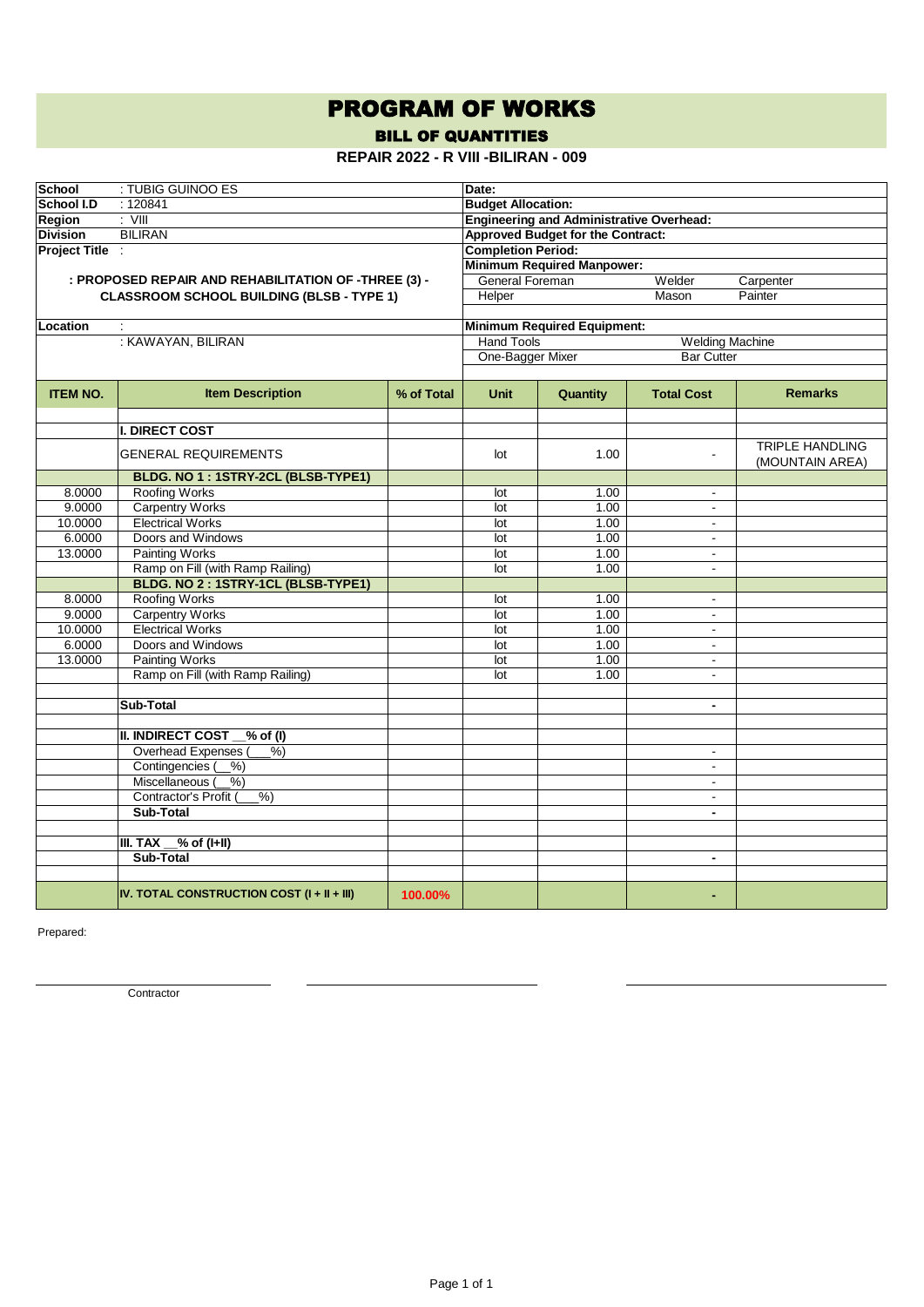# PROGRAM OF WORKS

## BILL OF QUANTITIES

**REPAIR 2022 - R VIII -BILIRAN - 009**

| | | | |
|---|---|---|---|
| **School** | : TUBIG GUINOO ES | **Date:** | |
| **School I.D** | : 120841 | **Budget Allocation:** | |
| **Region** | : VIII | **Engineering and Administrative Overhead:** | |
| **Division** | BILIRAN | **Approved Budget for the Contract:** | |
| **Project Title** | : | **Completion Period:** | |
| | | **Minimum Required Manpower:** | |
| **: PROPOSED REPAIR AND REHABILITATION OF -THREE (3) - CLASSROOM SCHOOL BUILDING (BLSB - TYPE 1)** | | General Foreman / Welder / Carpenter | |
| | | Helper / Mason / Painter | |
| **Location** | : | **Minimum Required Equipment:** | |
| | : KAWAYAN, BILIRAN | Hand Tools / Welding Machine | |
| | | One-Bagger Mixer / Bar Cutter | |

| ITEM NO. | Item Description | % of Total | Unit | Quantity | Total Cost | Remarks |
|---|---|---|---|---|---|---|
| | **I. DIRECT COST** | | | | | |
| | GENERAL REQUIREMENTS | | lot | 1.00 | - | TRIPLE HANDLING (MOUNTAIN AREA) |
| | **BLDG. NO 1 : 1STRY-2CL (BLSB-TYPE1)** | | | | | |
| 8.0000 | Roofing Works | | lot | 1.00 | - | |
| 9.0000 | Carpentry Works | | lot | 1.00 | - | |
| 10.0000 | Electrical Works | | lot | 1.00 | - | |
| 6.0000 | Doors and Windows | | lot | 1.00 | - | |
| 13.0000 | Painting Works | | lot | 1.00 | - | |
| | Ramp on Fill (with Ramp Railing) | | lot | 1.00 | - | |
| | **BLDG. NO 2 : 1STRY-1CL (BLSB-TYPE1)** | | | | | |
| 8.0000 | Roofing Works | | lot | 1.00 | - | |
| 9.0000 | Carpentry Works | | lot | 1.00 | - | |
| 10.0000 | Electrical Works | | lot | 1.00 | - | |
| 6.0000 | Doors and Windows | | lot | 1.00 | - | |
| 13.0000 | Painting Works | | lot | 1.00 | - | |
| | Ramp on Fill (with Ramp Railing) | | lot | 1.00 | - | |
| | **Sub-Total** | | | | - | |
| | **II. INDIRECT COST __% of (I)** | | | | | |
| | Overhead Expenses (___%) | | | | - | |
| | Contingencies (__%) | | | | - | |
| | Miscellaneous (__%) | | | | - | |
| | Contractor's Profit (___%) | | | | - | |
| | **Sub-Total** | | | | - | |
| | **III. TAX __% of (I+II)** | | | | | |
| | **Sub-Total** | | | | - | |
| | **IV. TOTAL CONSTRUCTION COST (I + II + III)** | 100.00% | | | - | |

Prepared:

Contractor